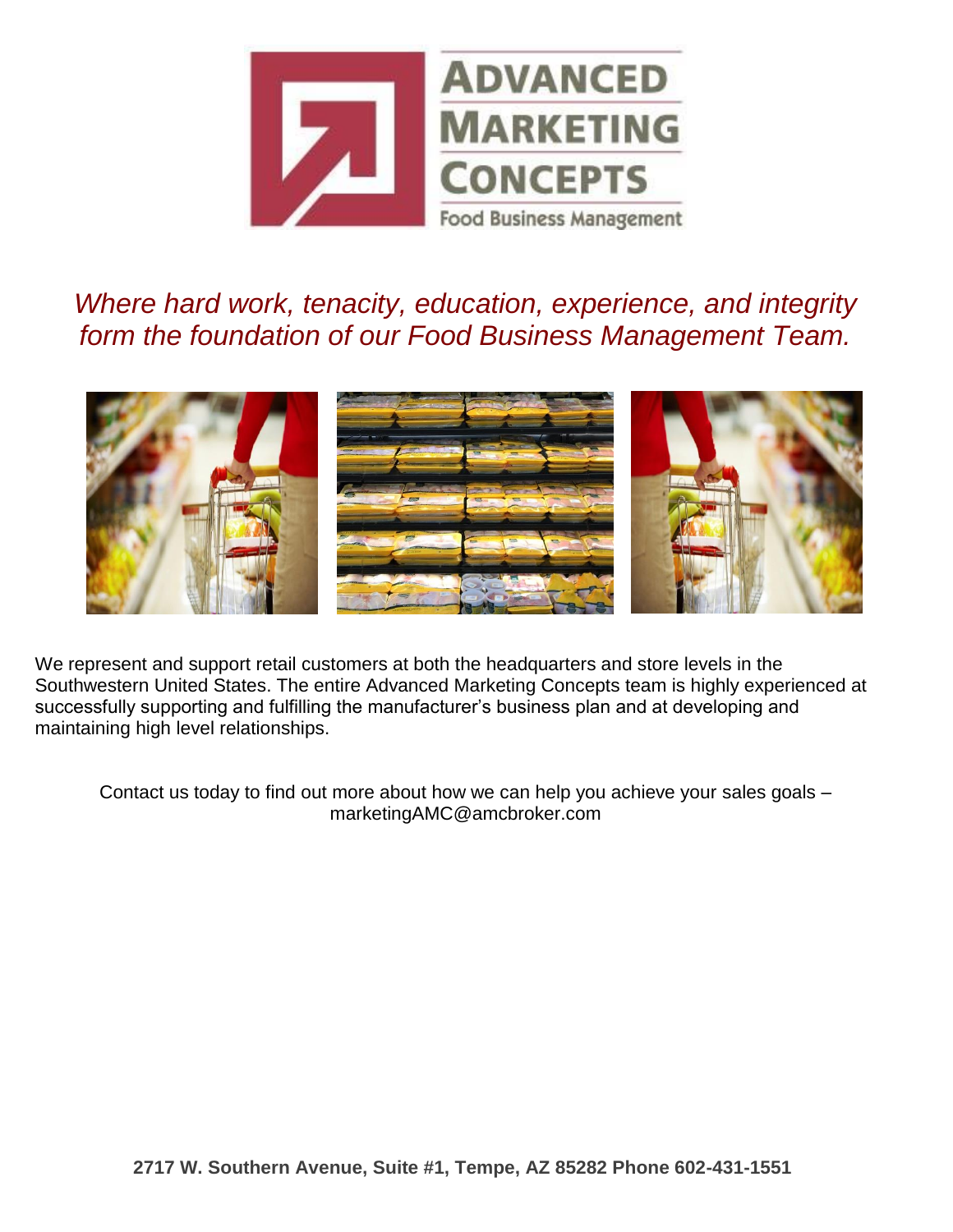# Advanced Marketing Concepts

Food Business Management

*Where hard work, tenacity, education, experience, and integrity form the foundation of our Food Business Management Team.*

We represent and support retail customers at both the headquarters and store levels in the Southwestern United States. The entire Advanced Marketing Concepts team is highly experienced at successfully supporting and fulfilling the manufacturer's business plan and at developing and maintaining high level relationships.

Contact us today to find out more about how we can help you achieve your sales goals – marketingAMC@amcbroker.com

**2717 W. Southern Avenue, Suite #1, Tempe, AZ 85282 Phone 602-431-1551**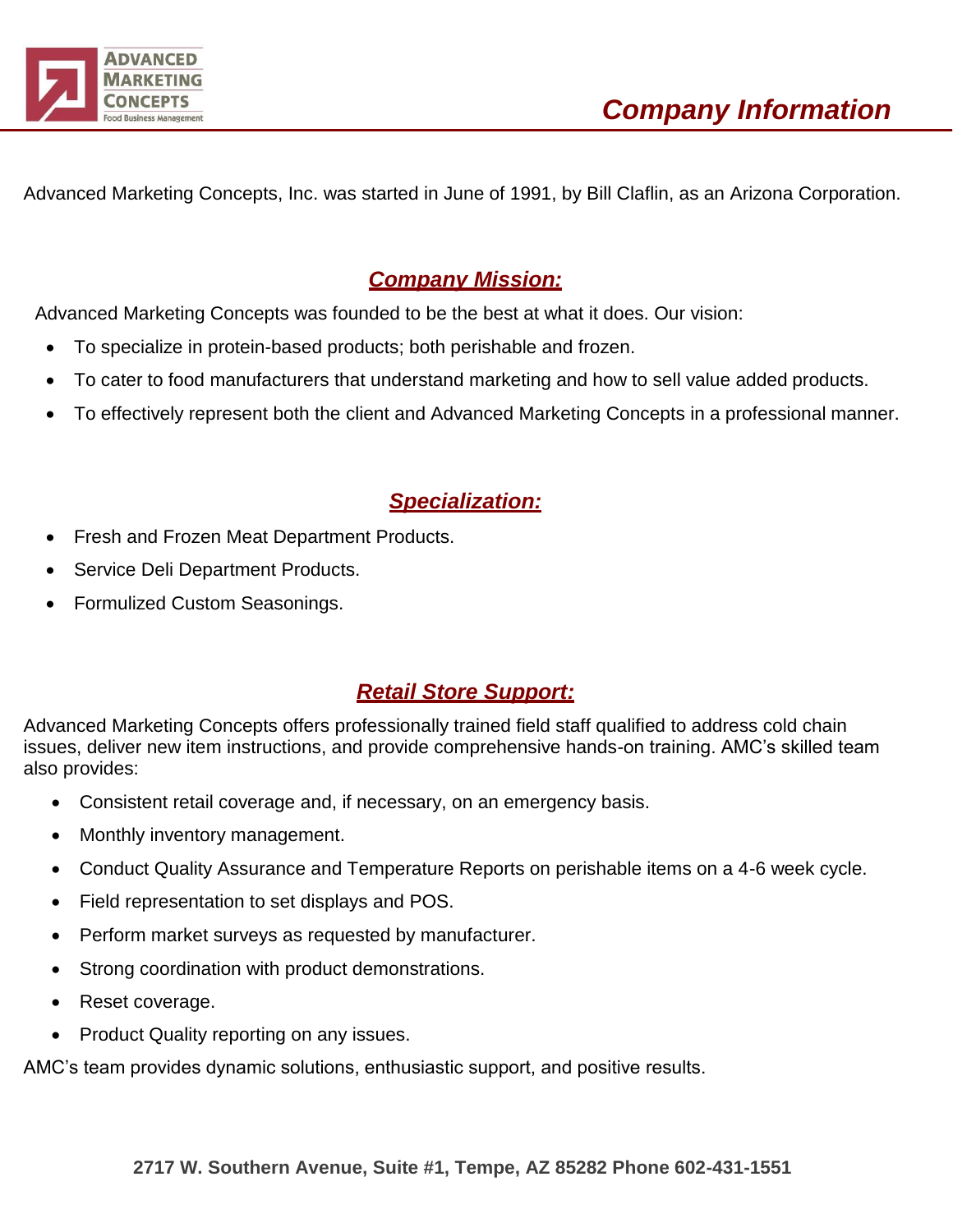# Company Information

Advanced Marketing Concepts, Inc. was started in June of 1991, by Bill Claflin, as an Arizona Corporation.

## Company Mission:

Advanced Marketing Concepts was founded to be the best at what it does. Our vision:

- To specialize in protein-based products; both perishable and frozen.
- To cater to food manufacturers that understand marketing and how to sell value added products.
- To effectively represent both the client and Advanced Marketing Concepts in a professional manner.

## Specialization:

- Fresh and Frozen Meat Department Products.
- Service Deli Department Products.
- Formulized Custom Seasonings.

## Retail Store Support:

Advanced Marketing Concepts offers professionally trained field staff qualified to address cold chain issues, deliver new item instructions, and provide comprehensive hands-on training. AMC's skilled team also provides:

- Consistent retail coverage and, if necessary, on an emergency basis.
- Monthly inventory management.
- Conduct Quality Assurance and Temperature Reports on perishable items on a 4-6 week cycle.
- Field representation to set displays and POS.
- Perform market surveys as requested by manufacturer.
- Strong coordination with product demonstrations.
- Reset coverage.
- Product Quality reporting on any issues.

AMC's team provides dynamic solutions, enthusiastic support, and positive results.

**2717 W. Southern Avenue, Suite #1, Tempe, AZ 85282 Phone 602-431-1551**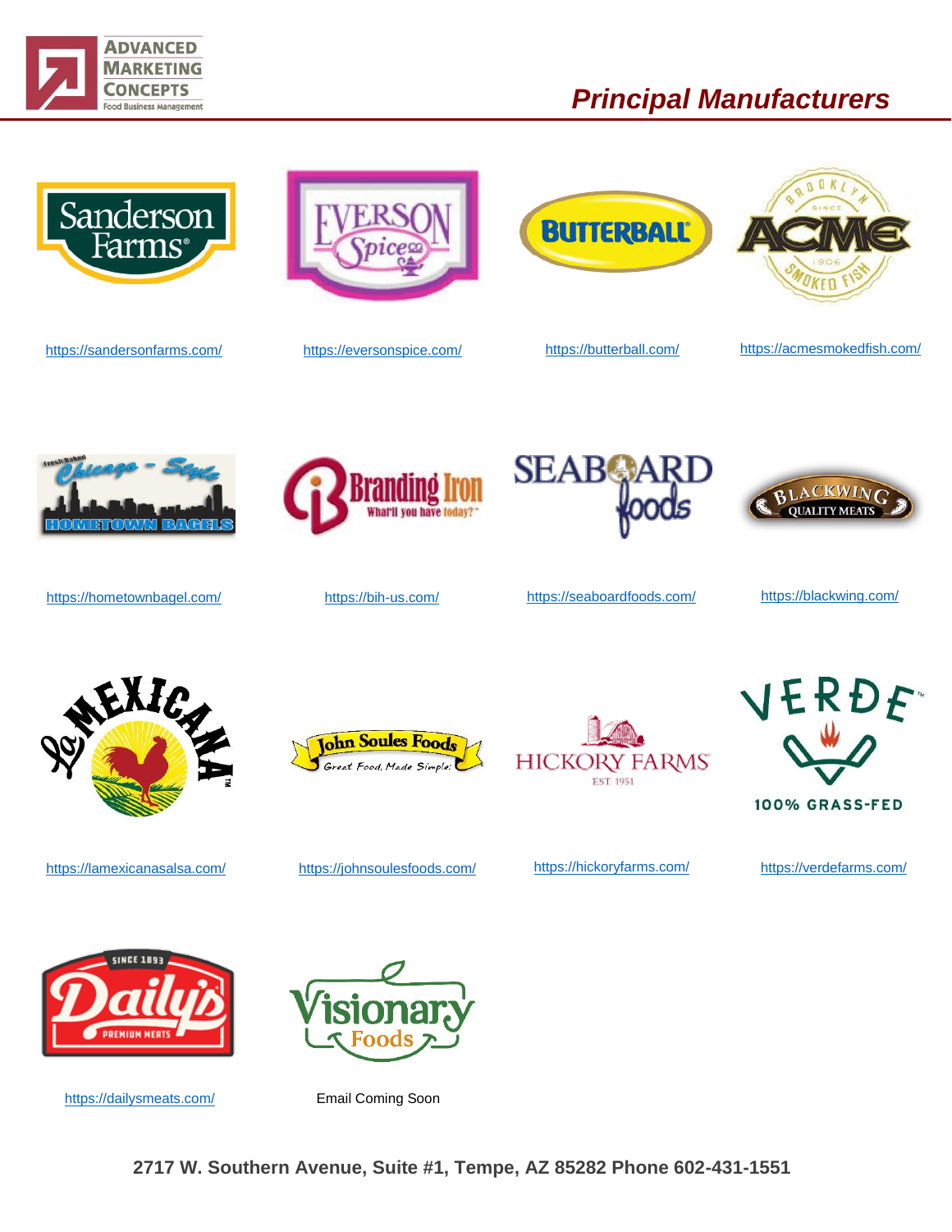# Principal Manufacturers

https://sandersonfarms.com/

https://eversonspice.com/

https://butterball.com/

https://acmesmokedfish.com/

https://hometownbagel.com/

https://bih-us.com/

https://seaboardfoods.com/

https://blackwing.com/

https://lamexicanasalsa.com/

https://johnsoulesfoods.com/

https://hickoryfarms.com/

https://verdefarms.com/

https://dailysmeats.com/

Email Coming Soon

**2717 W. Southern Avenue, Suite #1, Tempe, AZ 85282 Phone 602-431-1551**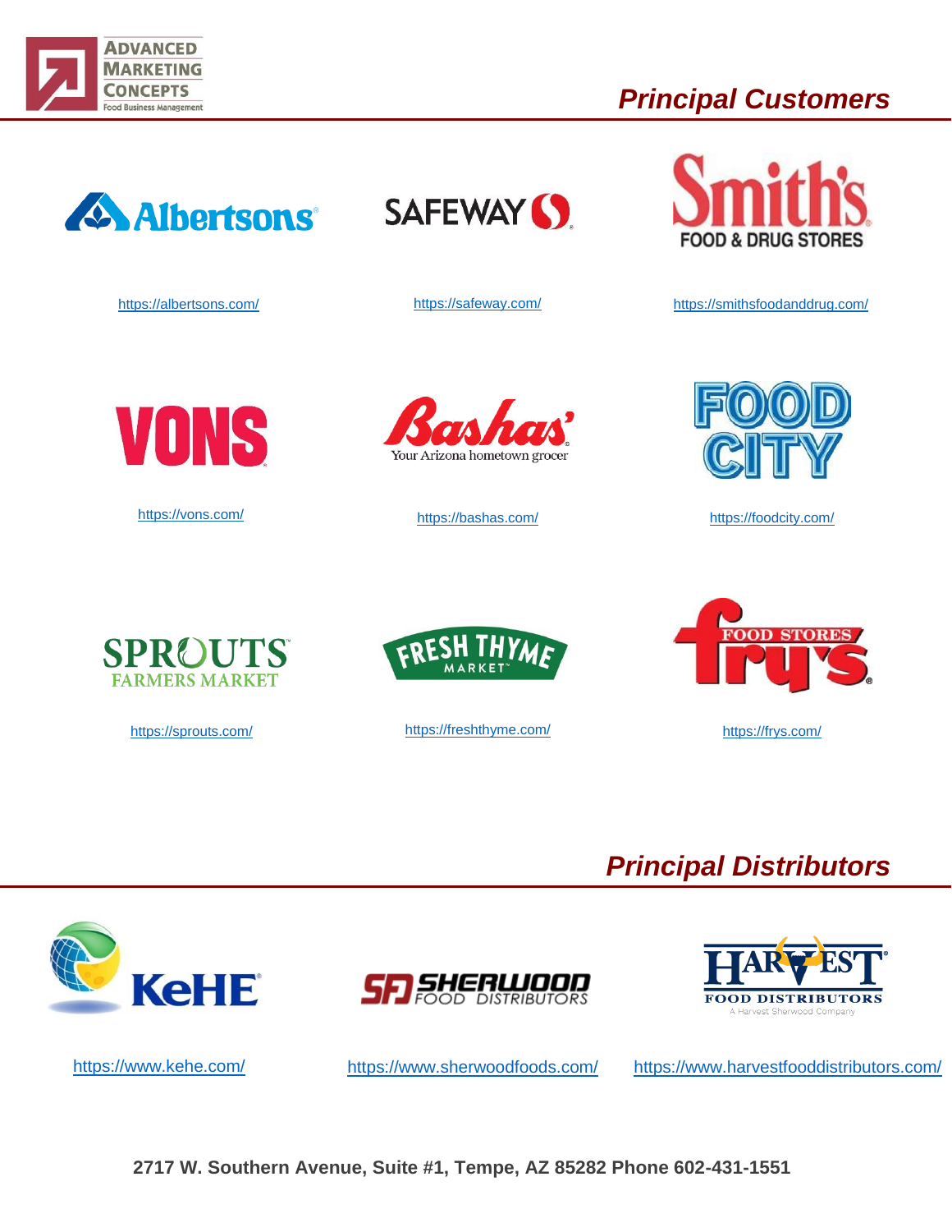## *Principal Customers*

Albertsons

https://albertsons.com/

SAFEWAY

https://safeway.com/

Smith's FOOD & DRUG STORES

https://smithsfoodanddrug.com/

VONS

https://vons.com/

Bashas' Your Arizona hometown grocer

https://bashas.com/

FOOD CITY

https://foodcity.com/

SPROUTS FARMERS MARKET

https://sprouts.com/

FRESH THYME MARKET

https://freshthyme.com/

fry's FOOD STORES

https://frys.com/

## *Principal Distributors*

KeHE

https://www.kehe.com/

SFD SHERWOOD FOOD DISTRIBUTORS

https://www.sherwoodfoods.com/

HARVEST FOOD DISTRIBUTORS A Harvest Sherwood Company

https://www.harvestfooddistributors.com/

**2717 W. Southern Avenue, Suite #1, Tempe, AZ 85282 Phone 602-431-1551**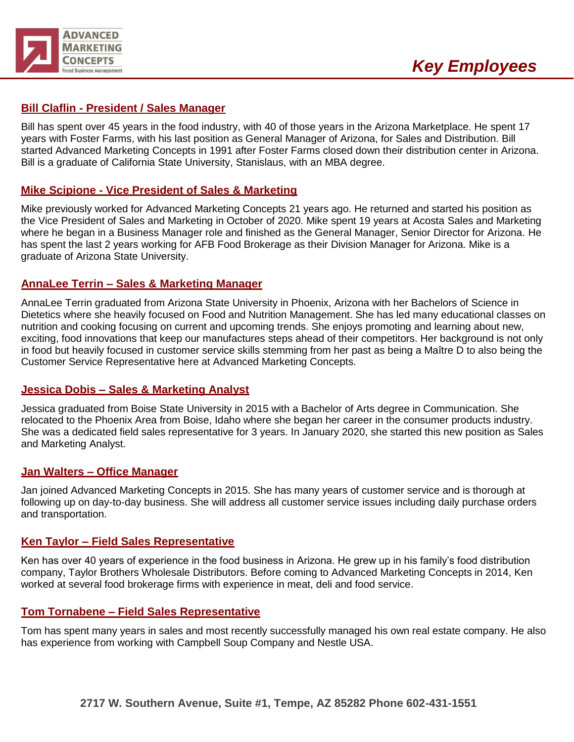# Key Employees

## Bill Claflin - President / Sales Manager

Bill has spent over 45 years in the food industry, with 40 of those years in the Arizona Marketplace. He spent 17 years with Foster Farms, with his last position as General Manager of Arizona, for Sales and Distribution. Bill started Advanced Marketing Concepts in 1991 after Foster Farms closed down their distribution center in Arizona. Bill is a graduate of California State University, Stanislaus, with an MBA degree.

## Mike Scipione - Vice President of Sales & Marketing

Mike previously worked for Advanced Marketing Concepts 21 years ago. He returned and started his position as the Vice President of Sales and Marketing in October of 2020. Mike spent 19 years at Acosta Sales and Marketing where he began in a Business Manager role and finished as the General Manager, Senior Director for Arizona. He has spent the last 2 years working for AFB Food Brokerage as their Division Manager for Arizona. Mike is a graduate of Arizona State University.

## AnnaLee Terrin – Sales & Marketing Manager

AnnaLee Terrin graduated from Arizona State University in Phoenix, Arizona with her Bachelors of Science in Dietetics where she heavily focused on Food and Nutrition Management. She has led many educational classes on nutrition and cooking focusing on current and upcoming trends. She enjoys promoting and learning about new, exciting, food innovations that keep our manufactures steps ahead of their competitors. Her background is not only in food but heavily focused in customer service skills stemming from her past as being a Maître D to also being the Customer Service Representative here at Advanced Marketing Concepts.

## Jessica Dobis – Sales & Marketing Analyst

Jessica graduated from Boise State University in 2015 with a Bachelor of Arts degree in Communication. She relocated to the Phoenix Area from Boise, Idaho where she began her career in the consumer products industry. She was a dedicated field sales representative for 3 years. In January 2020, she started this new position as Sales and Marketing Analyst.

## Jan Walters – Office Manager

Jan joined Advanced Marketing Concepts in 2015. She has many years of customer service and is thorough at following up on day-to-day business. She will address all customer service issues including daily purchase orders and transportation.

## Ken Taylor – Field Sales Representative

Ken has over 40 years of experience in the food business in Arizona. He grew up in his family's food distribution company, Taylor Brothers Wholesale Distributors. Before coming to Advanced Marketing Concepts in 2014, Ken worked at several food brokerage firms with experience in meat, deli and food service.

## Tom Tornabene – Field Sales Representative

Tom has spent many years in sales and most recently successfully managed his own real estate company. He also has experience from working with Campbell Soup Company and Nestle USA.

**2717 W. Southern Avenue, Suite #1, Tempe, AZ 85282 Phone 602-431-1551**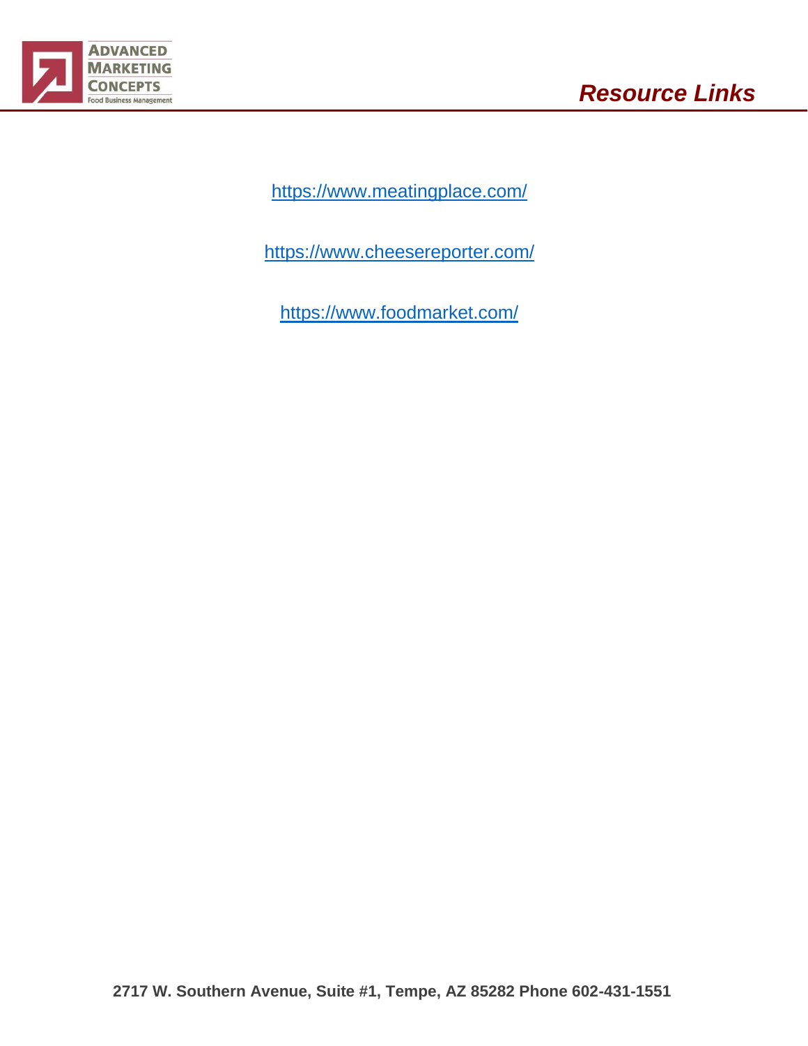# *Resource Links*

https://www.meatingplace.com/

https://www.cheesereporter.com/

https://www.foodmarket.com/